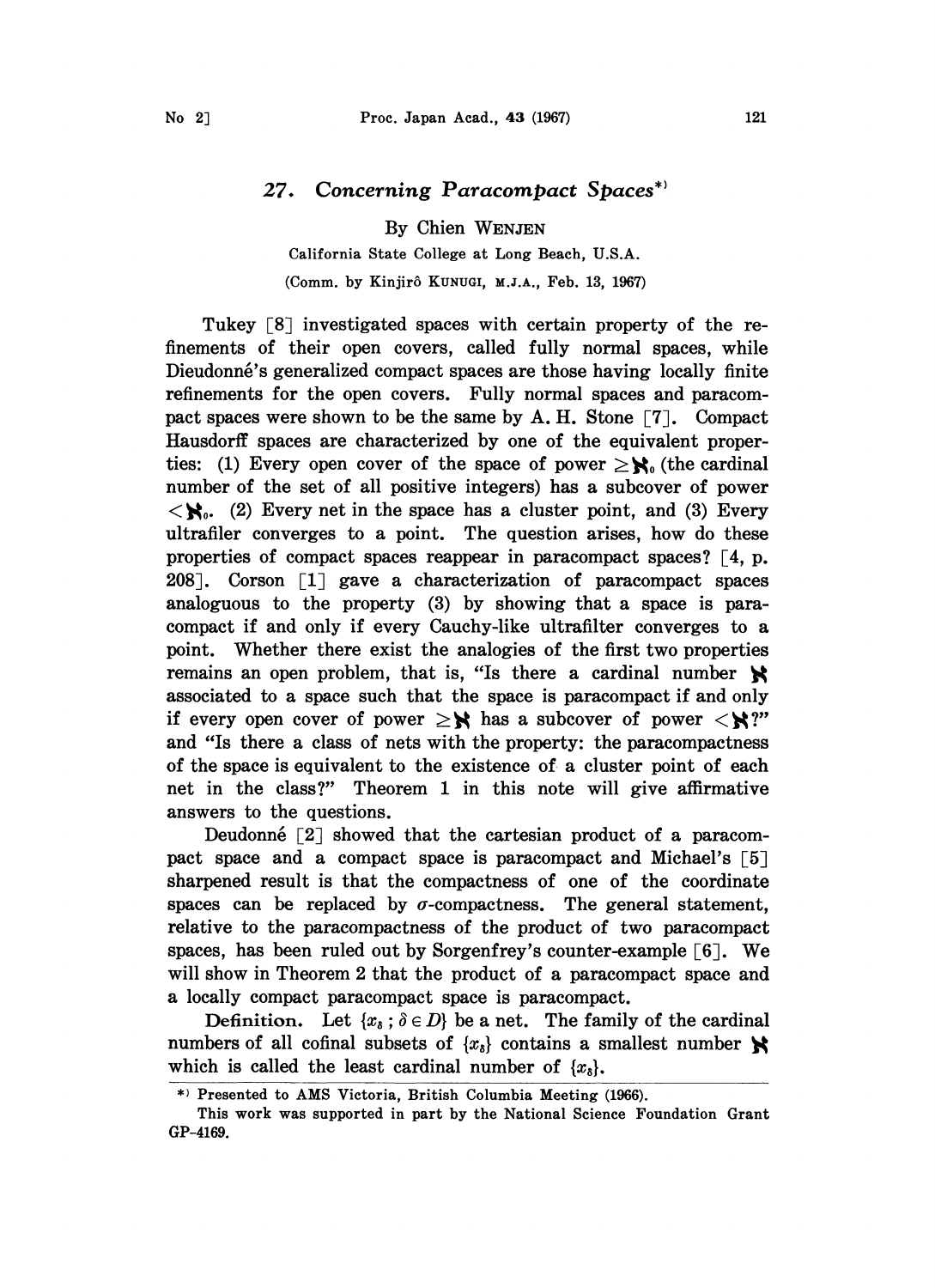# 27. *Concerning Paracompact Spaces*[*)]

By Chien WENJEN

California State College at Long Beach, U.S.A.

(Comm. by Kinjirô KUNUGI, M.J.A., Feb. 13, 1967)

Tukey [8] investigated spaces with certain property of the refinements of their open covers, called fully normal spaces, while Dieudonné's generalized compact spaces are those having locally finite refinements for the open covers. Fully normal spaces and paracompact spaces were shown to be the same by A. H. Stone [7]. Compact Hausdorff spaces are characterized by one of the equivalent properties: (1) Every open cover of the space of power $\geq \aleph_0$ (the cardinal number of the set of all positive integers) has a subcover of power $< \aleph_0$. (2) Every net in the space has a cluster point, and (3) Every ultrafiler converges to a point. The question arises, how do these properties of compact spaces reappear in paracompact spaces? [4, p. 208]. Corson [1] gave a characterization of paracompact spaces analoguous to the property (3) by showing that a space is paracompact if and only if every Cauchy-like ultrafilter converges to a point. Whether there exist the analogies of the first two properties remains an open problem, that is, "Is there a cardinal number $\aleph$ associated to a space such that the space is paracompact if and only if every open cover of power $\geq \aleph$ has a subcover of power $< \aleph$?" and "Is there a class of nets with the property: the paracompactness of the space is equivalent to the existence of a cluster point of each net in the class?" Theorem 1 in this note will give affirmative answers to the questions.

Deudonné [2] showed that the cartesian product of a paracompact space and a compact space is paracompact and Michael's [5] sharpened result is that the compactness of one of the coordinate spaces can be replaced by $\sigma$-compactness. The general statement, relative to the paracompactness of the product of two paracompact spaces, has been ruled out by Sorgenfrey's counter-example [6]. We will show in Theorem 2 that the product of a paracompact space and a locally compact paracompact space is paracompact.

**Definition.** Let $\{x_\delta ; \delta \in D\}$ be a net. The family of the cardinal numbers of all cofinal subsets of $\{x_\delta\}$ contains a smallest number $\aleph$ which is called the least cardinal number of $\{x_\delta\}$.

---

*) Presented to AMS Victoria, British Columbia Meeting (1966).

This work was supported in part by the National Science Foundation Grant GP-4169.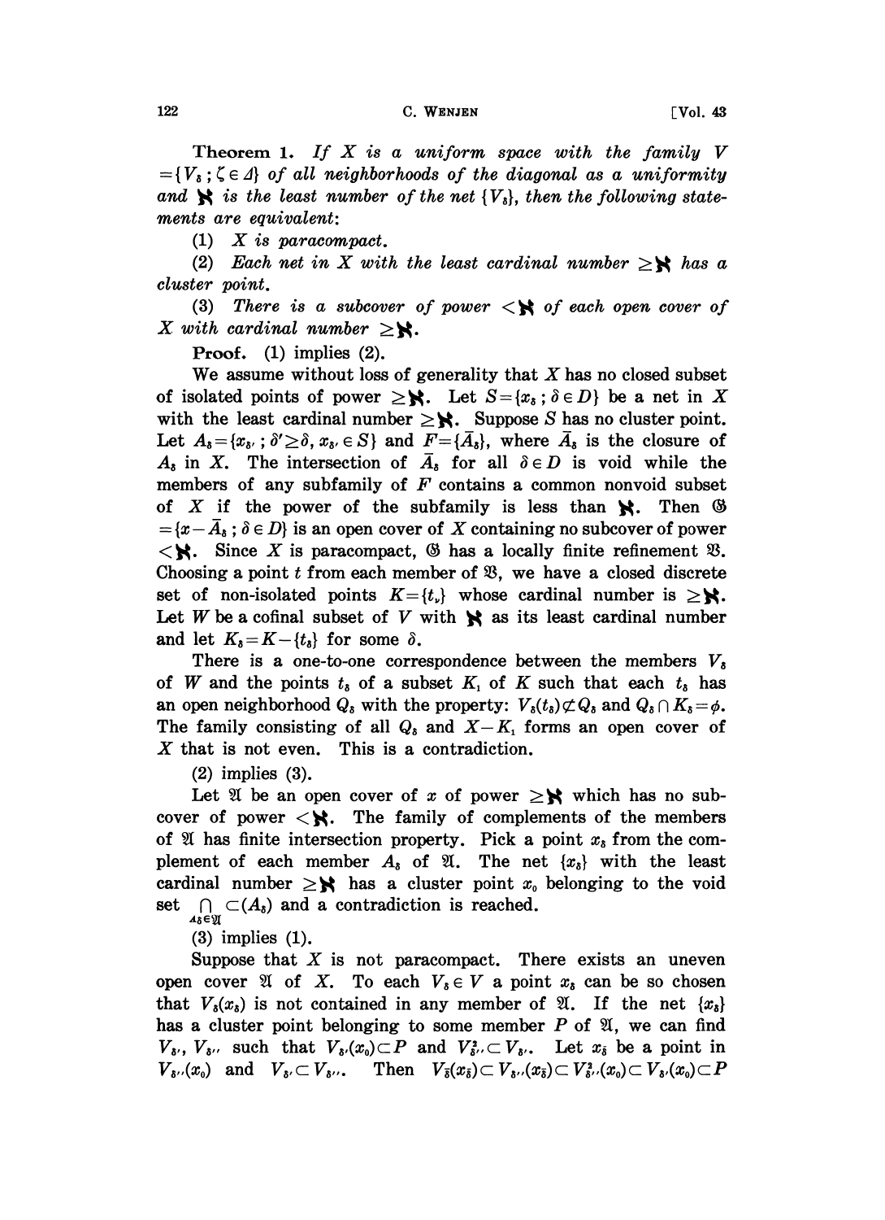**Theorem 1.** *If $X$ is a uniform space with the family $V = \{V_\delta ; \zeta \in \Delta\}$ of all neighborhoods of the diagonal as a uniformity and $\aleph$ is the least number of the net $\{V_\delta\}$, then the following statements are equivalent:*

(1) *$X$ is paracompact.*

(2) *Each net in $X$ with the least cardinal number $\geq \aleph$ has a cluster point.*

(3) *There is a subcover of power $< \aleph$ of each open cover of $X$ with cardinal number $\geq \aleph$.*

**Proof.** (1) implies (2).

We assume without loss of generality that $X$ has no closed subset of isolated points of power $\geq \aleph$. Let $S = \{x_\delta ; \delta \in D\}$ be a net in $X$ with the least cardinal number $\geq \aleph$. Suppose $S$ has no cluster point. Let $A_\delta = \{x_{\delta'} ; \delta' \geq \delta, x_{\delta'} \in S\}$ and $F = \{\bar{A}_\delta\}$, where $\bar{A}_\delta$ is the closure of $A_\delta$ in $X$. The intersection of $\bar{A}_\delta$ for all $\delta \in D$ is void while the members of any subfamily of $F$ contains a common nonvoid subset of $X$ if the power of the subfamily is less than $\aleph$. Then $\mathfrak{G} = \{x - \bar{A}_\delta ; \delta \in D\}$ is an open cover of $X$ containing no subcover of power $< \aleph$. Since $X$ is paracompact, $\mathfrak{G}$ has a locally finite refinement $\mathfrak{B}$. Choosing a point $t$ from each member of $\mathfrak{B}$, we have a closed discrete set of non-isolated points $K = \{t_\nu\}$ whose cardinal number is $\geq \aleph$. Let $W$ be a cofinal subset of $V$ with $\aleph$ as its least cardinal number and let $K_\delta = K - \{t_\delta\}$ for some $\delta$.

There is a one-to-one correspondence between the members $V_\delta$ of $W$ and the points $t_\delta$ of a subset $K_1$ of $K$ such that each $t_\delta$ has an open neighborhood $Q_\delta$ with the property: $V_\delta(t_\delta) \not\subset Q_\delta$ and $Q_\delta \cap K_\delta = \phi$. The family consisting of all $Q_\delta$ and $X - K_1$ forms an open cover of $X$ that is not even. This is a contradiction.

(2) implies (3).

Let $\mathfrak{A}$ be an open cover of $x$ of power $\geq \aleph$ which has no subcover of power $< \aleph$. The family of complements of the members of $\mathfrak{A}$ has finite intersection property. Pick a point $x_\delta$ from the complement of each member $A_\delta$ of $\mathfrak{A}$. The net $\{x_\delta\}$ with the least cardinal number $\geq \aleph$ has a cluster point $x_0$ belonging to the void set $\bigcap_{A_\delta \in \mathfrak{A}} \subset(A_\delta)$ and a contradiction is reached.

(3) implies (1).

Suppose that $X$ is not paracompact. There exists an uneven open cover $\mathfrak{A}$ of $X$. To each $V_\delta \in V$ a point $x_\delta$ can be so chosen that $V_\delta(x_\delta)$ is not contained in any member of $\mathfrak{A}$. If the net $\{x_\delta\}$ has a cluster point belonging to some member $P$ of $\mathfrak{A}$, we can find $V_{\delta'}$, $V_{\delta''}$ such that $V_{\delta'}(x_0) \subset P$ and $V^2_{\delta''} \subset V_{\delta'}$. Let $x_{\bar{\delta}}$ be a point in $V_{\delta''}(x_0)$ and $V_{\delta'} \subset V_{\delta''}$. Then $V_{\bar{\delta}}(x_{\bar{\delta}}) \subset V_{\delta''}(x_{\bar{\delta}}) \subset V^2_{\delta''}(x_0) \subset V_{\delta'}(x_0) \subset P$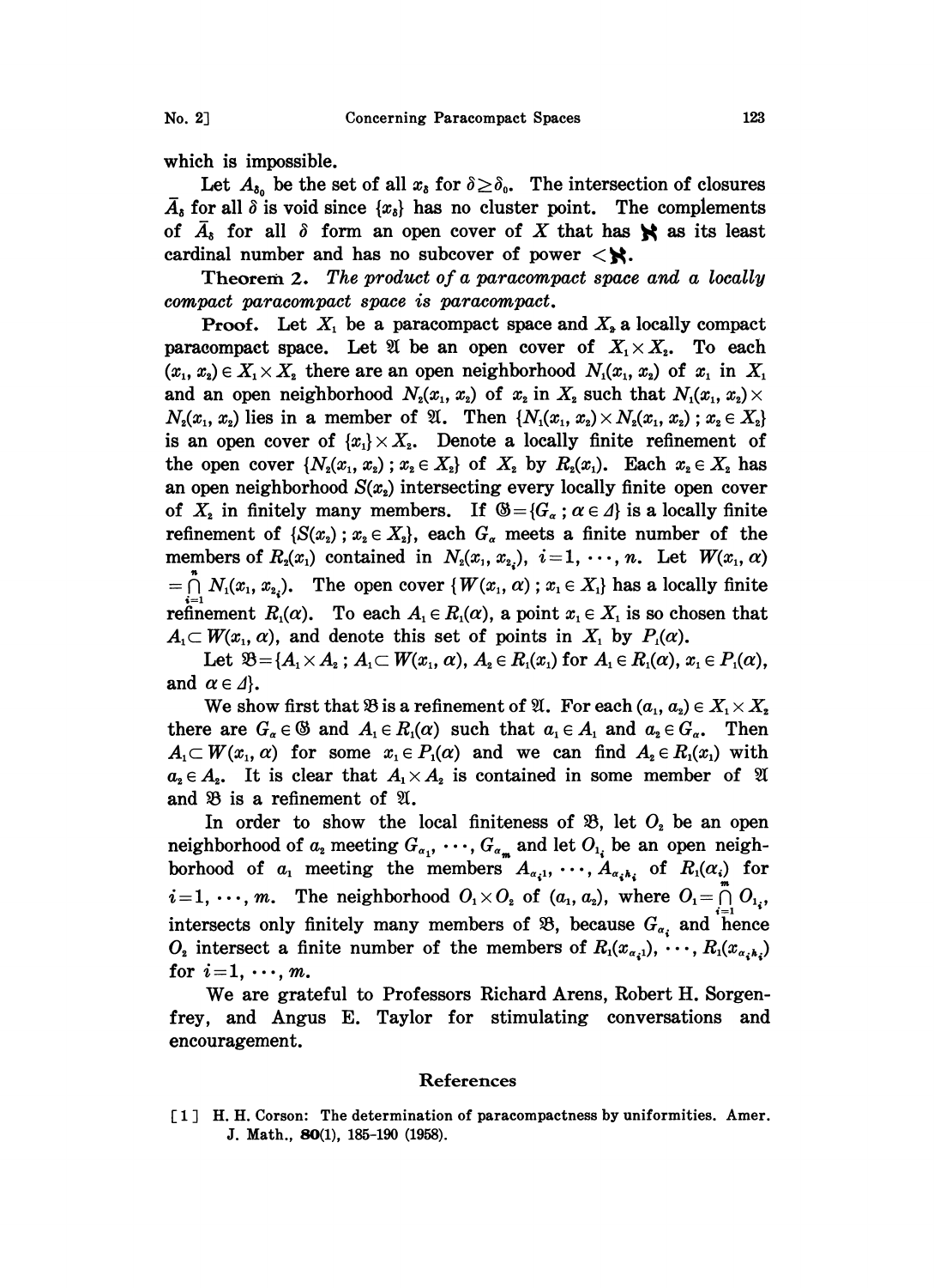which is impossible.

Let $A_{\delta_0}$ be the set of all $x_\delta$ for $\delta \geq \delta_0$. The intersection of closures $\bar{A}_\delta$ for all $\delta$ is void since $\{x_\delta\}$ has no cluster point. The complements of $\bar{A}_\delta$ for all $\delta$ form an open cover of $X$ that has $\aleph$ as its least cardinal number and has no subcover of power $< \aleph$.

**Theorem 2.** *The product of a paracompact space and a locally compact paracompact space is paracompact.*

**Proof.** Let $X_1$ be a paracompact space and $X_2$ a locally compact paracompact space. Let $\mathfrak{A}$ be an open cover of $X_1 \times X_2$. To each $(x_1, x_2) \in X_1 \times X_2$ there are an open neighborhood $N_1(x_1, x_2)$ of $x_1$ in $X_1$ and an open neighborhood $N_2(x_1, x_2)$ of $x_2$ in $X_2$ such that $N_1(x_1, x_2) \times N_2(x_1, x_2)$ lies in a member of $\mathfrak{A}$. Then $\{N_1(x_1, x_2) \times N_2(x_1, x_2) ; x_2 \in X_2\}$ is an open cover of $\{x_1\} \times X_2$. Denote a locally finite refinement of the open cover $\{N_2(x_1, x_2) ; x_2 \in X_2\}$ of $X_2$ by $R_2(x_1)$. Each $x_2 \in X_2$ has an open neighborhood $S(x_2)$ intersecting every locally finite open cover of $X_2$ in finitely many members. If $\mathfrak{G} = \{G_\alpha ; \alpha \in \Delta\}$ is a locally finite refinement of $\{S(x_2) ; x_2 \in X_2\}$, each $G_\alpha$ meets a finite number of the members of $R_2(x_1)$ contained in $N_2(x_1, x_{2_i})$, $i = 1, \cdots, n$. Let $W(x_1, \alpha) = \bigcap_{i=1}^{n} N_1(x_1, x_{2_i})$. The open cover $\{W(x_1, \alpha) ; x_1 \in X_1\}$ has a locally finite refinement $R_1(\alpha)$. To each $A_1 \in R_1(\alpha)$, a point $x_1 \in X_1$ is so chosen that $A_1 \subset W(x_1, \alpha)$, and denote this set of points in $X_1$ by $P_1(\alpha)$.

Let $\mathfrak{B} = \{A_1 \times A_2 ; A_1 \subset W(x_1, \alpha), A_2 \in R_2(x_1)$ for $A_1 \in R_1(\alpha)$, $x_1 \in P_1(\alpha)$, and $\alpha \in \Delta\}$.

We show first that $\mathfrak{B}$ is a refinement of $\mathfrak{A}$. For each $(a_1, a_2) \in X_1 \times X_2$ there are $G_\alpha \in \mathfrak{G}$ and $A_1 \in R_1(\alpha)$ such that $a_1 \in A_1$ and $a_2 \in G_\alpha$. Then $A_1 \subset W(x_1, \alpha)$ for some $x_1 \in P_1(\alpha)$ and we can find $A_2 \in R_2(x_1)$ with $a_2 \in A_2$. It is clear that $A_1 \times A_2$ is contained in some member of $\mathfrak{A}$ and $\mathfrak{B}$ is a refinement of $\mathfrak{A}$.

In order to show the local finiteness of $\mathfrak{B}$, let $O_2$ be an open neighborhood of $a_2$ meeting $G_{\alpha_1}, \cdots, G_{\alpha_m}$ and let $O_{1_i}$ be an open neighborhood of $a_1$ meeting the members $A_{\alpha_i 1}, \cdots, A_{\alpha_i h_i}$ of $R_1(\alpha_i)$ for $i = 1, \cdots, m$. The neighborhood $O_1 \times O_2$ of $(a_1, a_2)$, where $O_1 = \bigcap_{i=1}^{m} O_{1_i}$, intersects only finitely many members of $\mathfrak{B}$, because $G_{\alpha_i}$ and hence $O_2$ intersect a finite number of the members of $R_1(x_{\alpha_i 1}), \cdots, R_1(x_{\alpha_i h_i})$ for $i = 1, \cdots, m$.

We are grateful to Professors Richard Arens, Robert H. Sorgenfrey, and Angus E. Taylor for stimulating conversations and encouragement.

## References

[1] H. H. Corson: The determination of paracompactness by uniformities. Amer. J. Math., **80**(1), 185-190 (1958).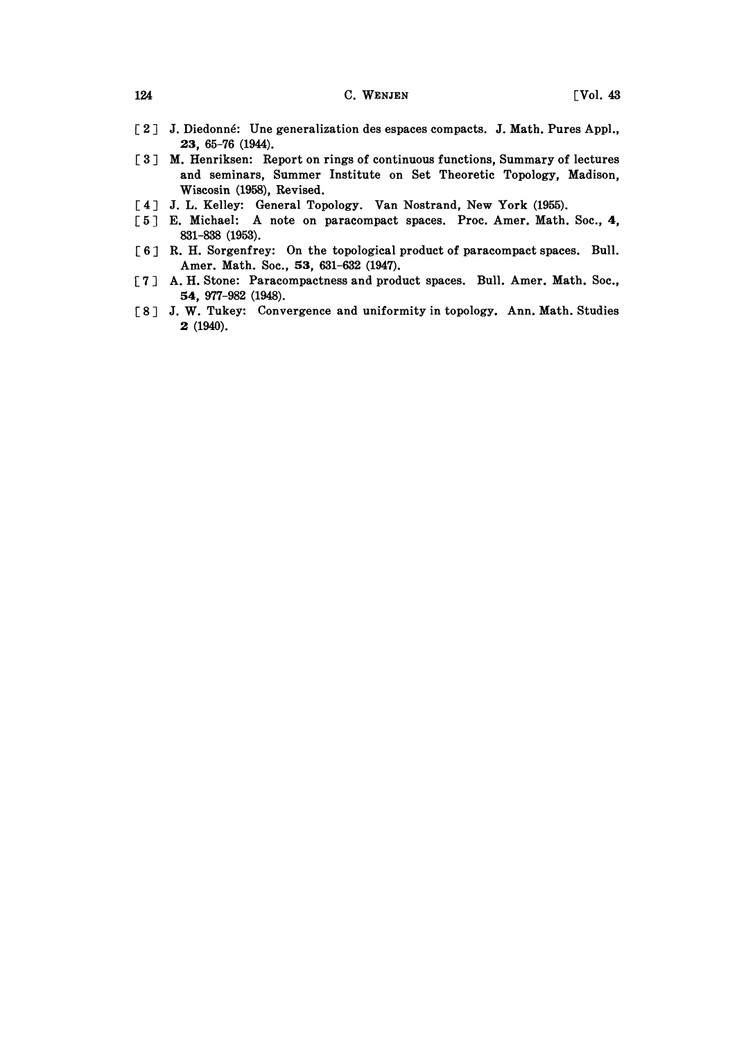[2] J. Diedonné: Une generalization des espaces compacts. J. Math. Pures Appl., **23**, 65–76 (1944).

[3] M. Henriksen: Report on rings of continuous functions, Summary of lectures and seminars, Summer Institute on Set Theoretic Topology, Madison, Wiscosin (1958), Revised.

[4] J. L. Kelley: General Topology. Van Nostrand, New York (1955).

[5] E. Michael: A note on paracompact spaces. Proc. Amer. Math. Soc., **4**, 831–838 (1953).

[6] R. H. Sorgenfrey: On the topological product of paracompact spaces. Bull. Amer. Math. Soc., **53**, 631–632 (1947).

[7] A. H. Stone: Paracompactness and product spaces. Bull. Amer. Math. Soc., **54**, 977–982 (1948).

[8] J. W. Tukey: Convergence and uniformity in topology. Ann. Math. Studies **2** (1940).